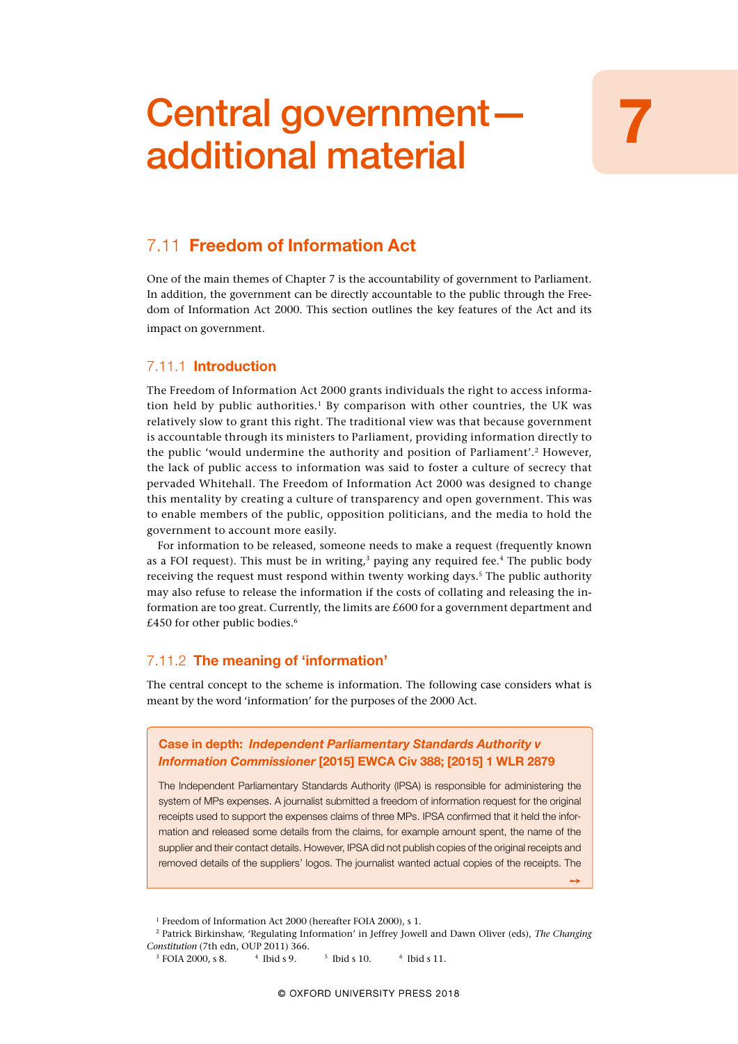# Central government—additional material

7

## 7.11 Freedom of Information Act

One of the main themes of Chapter 7 is the accountability of government to Parliament. In addition, the government can be directly accountable to the public through the Freedom of Information Act 2000. This section outlines the key features of the Act and its impact on government.

### 7.11.1 Introduction

The Freedom of Information Act 2000 grants individuals the right to access information held by public authorities.[1] By comparison with other countries, the UK was relatively slow to grant this right. The traditional view was that because government is accountable through its ministers to Parliament, providing information directly to the public 'would undermine the authority and position of Parliament'.[2] However, the lack of public access to information was said to foster a culture of secrecy that pervaded Whitehall. The Freedom of Information Act 2000 was designed to change this mentality by creating a culture of transparency and open government. This was to enable members of the public, opposition politicians, and the media to hold the government to account more easily.

For information to be released, someone needs to make a request (frequently known as a FOI request). This must be in writing,[3] paying any required fee.[4] The public body receiving the request must respond within twenty working days.[5] The public authority may also refuse to release the information if the costs of collating and releasing the information are too great. Currently, the limits are £600 for a government department and £450 for other public bodies.[6]

### 7.11.2 The meaning of 'information'

The central concept to the scheme is information. The following case considers what is meant by the word 'information' for the purposes of the 2000 Act.

> **Case in depth: *Independent Parliamentary Standards Authority v Information Commissioner* [2015] EWCA Civ 388; [2015] 1 WLR 2879**
>
> The Independent Parliamentary Standards Authority (IPSA) is responsible for administering the system of MPs expenses. A journalist submitted a freedom of information request for the original receipts used to support the expenses claims of three MPs. IPSA confirmed that it held the information and released some details from the claims, for example amount spent, the name of the supplier and their contact details. However, IPSA did not publish copies of the original receipts and removed details of the suppliers' logos. The journalist wanted actual copies of the receipts. The

[1] Freedom of Information Act 2000 (hereafter FOIA 2000), s 1.

[2] Patrick Birkinshaw, 'Regulating Information' in Jeffrey Jowell and Dawn Oliver (eds), *The Changing Constitution* (7th edn, OUP 2011) 366.

[3] FOIA 2000, s 8. [4] Ibid s 9. [5] Ibid s 10. [6] Ibid s 11.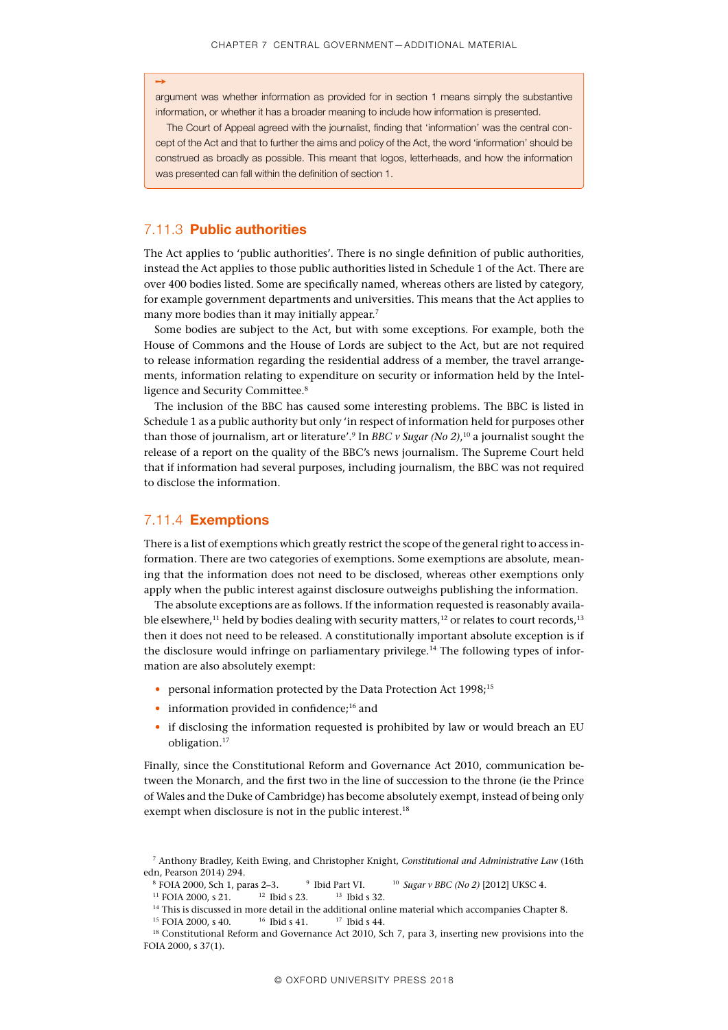argument was whether information as provided for in section 1 means simply the substantive information, or whether it has a broader meaning to include how information is presented.

The Court of Appeal agreed with the journalist, finding that 'information' was the central concept of the Act and that to further the aims and policy of the Act, the word 'information' should be construed as broadly as possible. This meant that logos, letterheads, and how the information was presented can fall within the definition of section 1.

### 7.11.3 **Public authorities**

The Act applies to 'public authorities'. There is no single definition of public authorities, instead the Act applies to those public authorities listed in Schedule 1 of the Act. There are over 400 bodies listed. Some are specifically named, whereas others are listed by category, for example government departments and universities. This means that the Act applies to many more bodies than it may initially appear.[7]

Some bodies are subject to the Act, but with some exceptions. For example, both the House of Commons and the House of Lords are subject to the Act, but are not required to release information regarding the residential address of a member, the travel arrangements, information relating to expenditure on security or information held by the Intelligence and Security Committee.[8]

The inclusion of the BBC has caused some interesting problems. The BBC is listed in Schedule 1 as a public authority but only 'in respect of information held for purposes other than those of journalism, art or literature'.[9] In *BBC v Sugar (No 2)*,[10] a journalist sought the release of a report on the quality of the BBC's news journalism. The Supreme Court held that if information had several purposes, including journalism, the BBC was not required to disclose the information.

### 7.11.4 **Exemptions**

There is a list of exemptions which greatly restrict the scope of the general right to access information. There are two categories of exemptions. Some exemptions are absolute, meaning that the information does not need to be disclosed, whereas other exemptions only apply when the public interest against disclosure outweighs publishing the information.

The absolute exceptions are as follows. If the information requested is reasonably available elsewhere,[11] held by bodies dealing with security matters,[12] or relates to court records,[13] then it does not need to be released. A constitutionally important absolute exception is if the disclosure would infringe on parliamentary privilege.[14] The following types of information are also absolutely exempt:

- personal information protected by the Data Protection Act 1998;[15]
- information provided in confidence;[16] and
- if disclosing the information requested is prohibited by law or would breach an EU obligation.[17]

Finally, since the Constitutional Reform and Governance Act 2010, communication between the Monarch, and the first two in the line of succession to the throne (ie the Prince of Wales and the Duke of Cambridge) has become absolutely exempt, instead of being only exempt when disclosure is not in the public interest.[18]

---

[7] Anthony Bradley, Keith Ewing, and Christopher Knight, *Constitutional and Administrative Law* (16th edn, Pearson 2014) 294.

[8] FOIA 2000, Sch 1, paras 2–3. [9] Ibid Part VI. [10] *Sugar v BBC (No 2)* [2012] UKSC 4.

[11] FOIA 2000, s 21. [12] Ibid s 23. [13] Ibid s 32.

[14] This is discussed in more detail in the additional online material which accompanies Chapter 8.

[15] FOIA 2000, s 40. [16] Ibid s 41. [17] Ibid s 44.

[18] Constitutional Reform and Governance Act 2010, Sch 7, para 3, inserting new provisions into the FOIA 2000, s 37(1).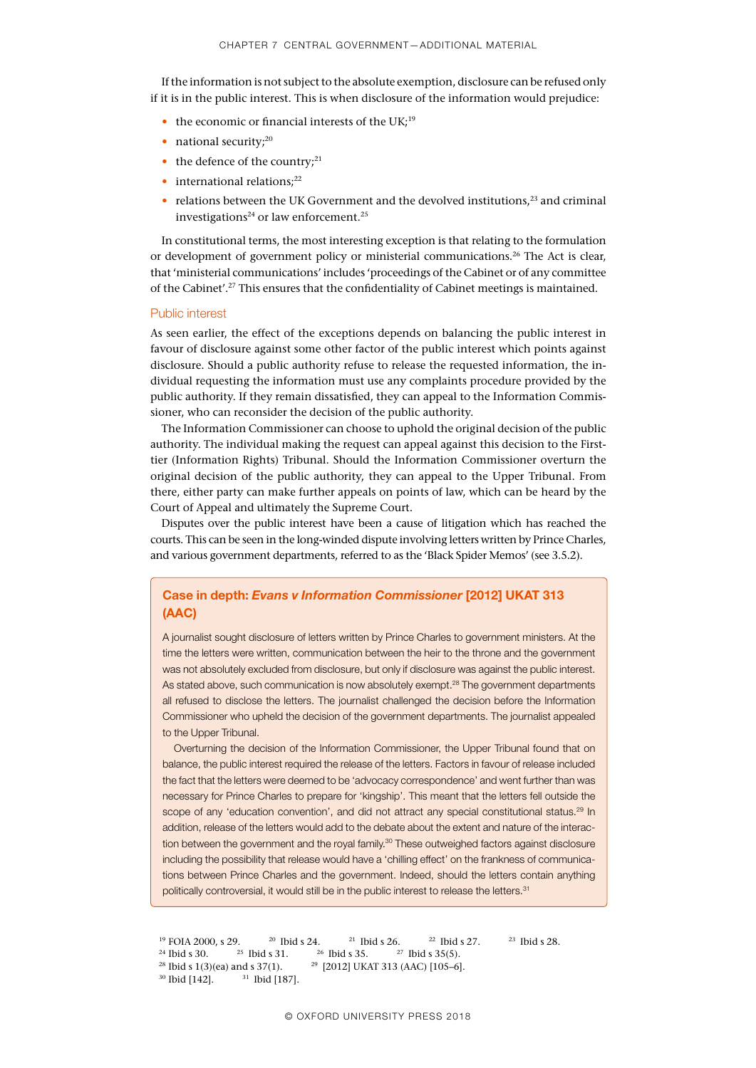If the information is not subject to the absolute exemption, disclosure can be refused only if it is in the public interest. This is when disclosure of the information would prejudice:

- the economic or financial interests of the UK;[19]
- national security;[20]
- the defence of the country;[21]
- international relations;[22]
- relations between the UK Government and the devolved institutions,[23] and criminal investigations[24] or law enforcement.[25]

In constitutional terms, the most interesting exception is that relating to the formulation or development of government policy or ministerial communications.[26] The Act is clear, that 'ministerial communications' includes 'proceedings of the Cabinet or of any committee of the Cabinet'.[27] This ensures that the confidentiality of Cabinet meetings is maintained.

### Public interest

As seen earlier, the effect of the exceptions depends on balancing the public interest in favour of disclosure against some other factor of the public interest which points against disclosure. Should a public authority refuse to release the requested information, the individual requesting the information must use any complaints procedure provided by the public authority. If they remain dissatisfied, they can appeal to the Information Commissioner, who can reconsider the decision of the public authority.

The Information Commissioner can choose to uphold the original decision of the public authority. The individual making the request can appeal against this decision to the First-tier (Information Rights) Tribunal. Should the Information Commissioner overturn the original decision of the public authority, they can appeal to the Upper Tribunal. From there, either party can make further appeals on points of law, which can be heard by the Court of Appeal and ultimately the Supreme Court.

Disputes over the public interest have been a cause of litigation which has reached the courts. This can be seen in the long-winded dispute involving letters written by Prince Charles, and various government departments, referred to as the 'Black Spider Memos' (see 3.5.2).

> **Case in depth: *Evans v Information Commissioner* [2012] UKAT 313 (AAC)**
>
> A journalist sought disclosure of letters written by Prince Charles to government ministers. At the time the letters were written, communication between the heir to the throne and the government was not absolutely excluded from disclosure, but only if disclosure was against the public interest. As stated above, such communication is now absolutely exempt.[28] The government departments all refused to disclose the letters. The journalist challenged the decision before the Information Commissioner who upheld the decision of the government departments. The journalist appealed to the Upper Tribunal.
>
> Overturning the decision of the Information Commissioner, the Upper Tribunal found that on balance, the public interest required the release of the letters. Factors in favour of release included the fact that the letters were deemed to be 'advocacy correspondence' and went further than was necessary for Prince Charles to prepare for 'kingship'. This meant that the letters fell outside the scope of any 'education convention', and did not attract any special constitutional status.[29] In addition, release of the letters would add to the debate about the extent and nature of the interaction between the government and the royal family.[30] These outweighed factors against disclosure including the possibility that release would have a 'chilling effect' on the frankness of communications between Prince Charles and the government. Indeed, should the letters contain anything politically controversial, it would still be in the public interest to release the letters.[31]

[19] FOIA 2000, s 29. [20] Ibid s 24. [21] Ibid s 26. [22] Ibid s 27. [23] Ibid s 28.
[24] Ibid s 30. [25] Ibid s 31. [26] Ibid s 35. [27] Ibid s 35(5).
[28] Ibid s 1(3)(ea) and s 37(1). [29] [2012] UKAT 313 (AAC) [105–6].
[30] Ibid [142]. [31] Ibid [187].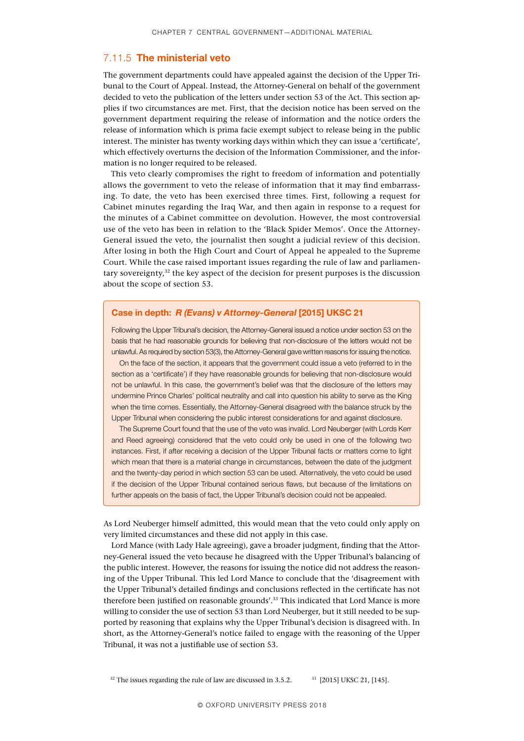### 7.11.5 The ministerial veto

The government departments could have appealed against the decision of the Upper Tribunal to the Court of Appeal. Instead, the Attorney-General on behalf of the government decided to veto the publication of the letters under section 53 of the Act. This section applies if two circumstances are met. First, that the decision notice has been served on the government department requiring the release of information and the notice orders the release of information which is prima facie exempt subject to release being in the public interest. The minister has twenty working days within which they can issue a 'certificate', which effectively overturns the decision of the Information Commissioner, and the information is no longer required to be released.

This veto clearly compromises the right to freedom of information and potentially allows the government to veto the release of information that it may find embarrassing. To date, the veto has been exercised three times. First, following a request for Cabinet minutes regarding the Iraq War, and then again in response to a request for the minutes of a Cabinet committee on devolution. However, the most controversial use of the veto has been in relation to the 'Black Spider Memos'. Once the Attorney-General issued the veto, the journalist then sought a judicial review of this decision. After losing in both the High Court and Court of Appeal he appealed to the Supreme Court. While the case raised important issues regarding the rule of law and parliamentary sovereignty,[32] the key aspect of the decision for present purposes is the discussion about the scope of section 53.

> **Case in depth: *R (Evans) v Attorney-General* [2015] UKSC 21**
>
> Following the Upper Tribunal's decision, the Attorney-General issued a notice under section 53 on the basis that he had reasonable grounds for believing that non-disclosure of the letters would not be unlawful. As required by section 53(3), the Attorney-General gave written reasons for issuing the notice.
>
> On the face of the section, it appears that the government could issue a veto (referred to in the section as a 'certificate') if they have reasonable grounds for believing that non-disclosure would not be unlawful. In this case, the government's belief was that the disclosure of the letters may undermine Prince Charles' political neutrality and call into question his ability to serve as the King when the time comes. Essentially, the Attorney-General disagreed with the balance struck by the Upper Tribunal when considering the public interest considerations for and against disclosure.
>
> The Supreme Court found that the use of the veto was invalid. Lord Neuberger (with Lords Kerr and Reed agreeing) considered that the veto could only be used in one of the following two instances. First, if after receiving a decision of the Upper Tribunal facts or matters come to light which mean that there is a material change in circumstances, between the date of the judgment and the twenty-day period in which section 53 can be used. Alternatively, the veto could be used if the decision of the Upper Tribunal contained serious flaws, but because of the limitations on further appeals on the basis of fact, the Upper Tribunal's decision could not be appealed.

As Lord Neuberger himself admitted, this would mean that the veto could only apply on very limited circumstances and these did not apply in this case.

Lord Mance (with Lady Hale agreeing), gave a broader judgment, finding that the Attorney-General issued the veto because he disagreed with the Upper Tribunal's balancing of the public interest. However, the reasons for issuing the notice did not address the reasoning of the Upper Tribunal. This led Lord Mance to conclude that the 'disagreement with the Upper Tribunal's detailed findings and conclusions reflected in the certificate has not therefore been justified on reasonable grounds'.[33] This indicated that Lord Mance is more willing to consider the use of section 53 than Lord Neuberger, but it still needed to be supported by reasoning that explains why the Upper Tribunal's decision is disagreed with. In short, as the Attorney-General's notice failed to engage with the reasoning of the Upper Tribunal, it was not a justifiable use of section 53.

[32] The issues regarding the rule of law are discussed in 3.5.2.

[33] [2015] UKSC 21, [145].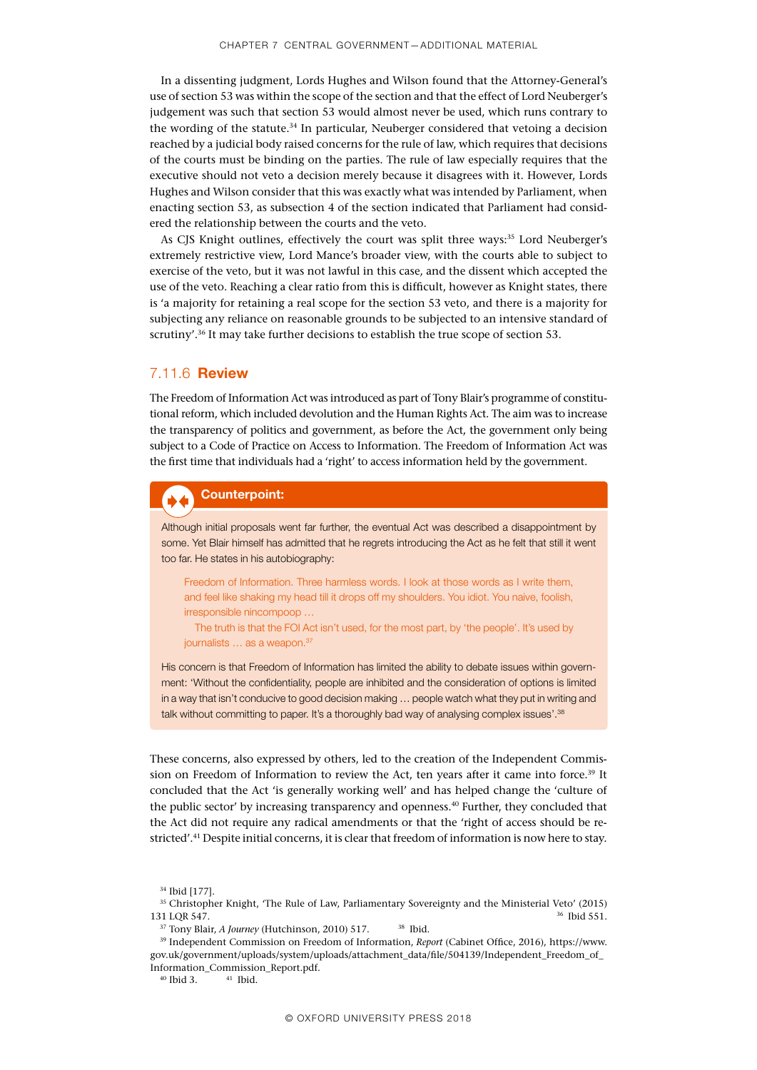In a dissenting judgment, Lords Hughes and Wilson found that the Attorney-General's use of section 53 was within the scope of the section and that the effect of Lord Neuberger's judgement was such that section 53 would almost never be used, which runs contrary to the wording of the statute.[34] In particular, Neuberger considered that vetoing a decision reached by a judicial body raised concerns for the rule of law, which requires that decisions of the courts must be binding on the parties. The rule of law especially requires that the executive should not veto a decision merely because it disagrees with it. However, Lords Hughes and Wilson consider that this was exactly what was intended by Parliament, when enacting section 53, as subsection 4 of the section indicated that Parliament had considered the relationship between the courts and the veto.

As CJS Knight outlines, effectively the court was split three ways:[35] Lord Neuberger's extremely restrictive view, Lord Mance's broader view, with the courts able to subject to exercise of the veto, but it was not lawful in this case, and the dissent which accepted the use of the veto. Reaching a clear ratio from this is difficult, however as Knight states, there is 'a majority for retaining a real scope for the section 53 veto, and there is a majority for subjecting any reliance on reasonable grounds to be subjected to an intensive standard of scrutiny'.[36] It may take further decisions to establish the true scope of section 53.

### 7.11.6 **Review**

The Freedom of Information Act was introduced as part of Tony Blair's programme of constitutional reform, which included devolution and the Human Rights Act. The aim was to increase the transparency of politics and government, as before the Act, the government only being subject to a Code of Practice on Access to Information. The Freedom of Information Act was the first time that individuals had a 'right' to access information held by the government.

**Counterpoint:**

Although initial proposals went far further, the eventual Act was described a disappointment by some. Yet Blair himself has admitted that he regrets introducing the Act as he felt that still it went too far. He states in his autobiography:

> Freedom of Information. Three harmless words. I look at those words as I write them, and feel like shaking my head till it drops off my shoulders. You idiot. You naive, foolish, irresponsible nincompoop …
>
> The truth is that the FOI Act isn't used, for the most part, by 'the people'. It's used by journalists … as a weapon.[37]

His concern is that Freedom of Information has limited the ability to debate issues within government: 'Without the confidentiality, people are inhibited and the consideration of options is limited in a way that isn't conducive to good decision making … people watch what they put in writing and talk without committing to paper. It's a thoroughly bad way of analysing complex issues'.[38]

These concerns, also expressed by others, led to the creation of the Independent Commission on Freedom of Information to review the Act, ten years after it came into force.[39] It concluded that the Act 'is generally working well' and has helped change the 'culture of the public sector' by increasing transparency and openness.[40] Further, they concluded that the Act did not require any radical amendments or that the 'right of access should be restricted'.[41] Despite initial concerns, it is clear that freedom of information is now here to stay.

---

[34] Ibid [177].

[35] Christopher Knight, 'The Rule of Law, Parliamentary Sovereignty and the Ministerial Veto' (2015) 131 LQR 547.

[36] Ibid 551.

[37] Tony Blair, *A Journey* (Hutchinson, 2010) 517.

[38] Ibid.

[39] Independent Commission on Freedom of Information, *Report* (Cabinet Office, 2016), https://www.gov.uk/government/uploads/system/uploads/attachment_data/file/504139/Independent_Freedom_of_Information_Commission_Report.pdf.

[40] Ibid 3.

[41] Ibid.